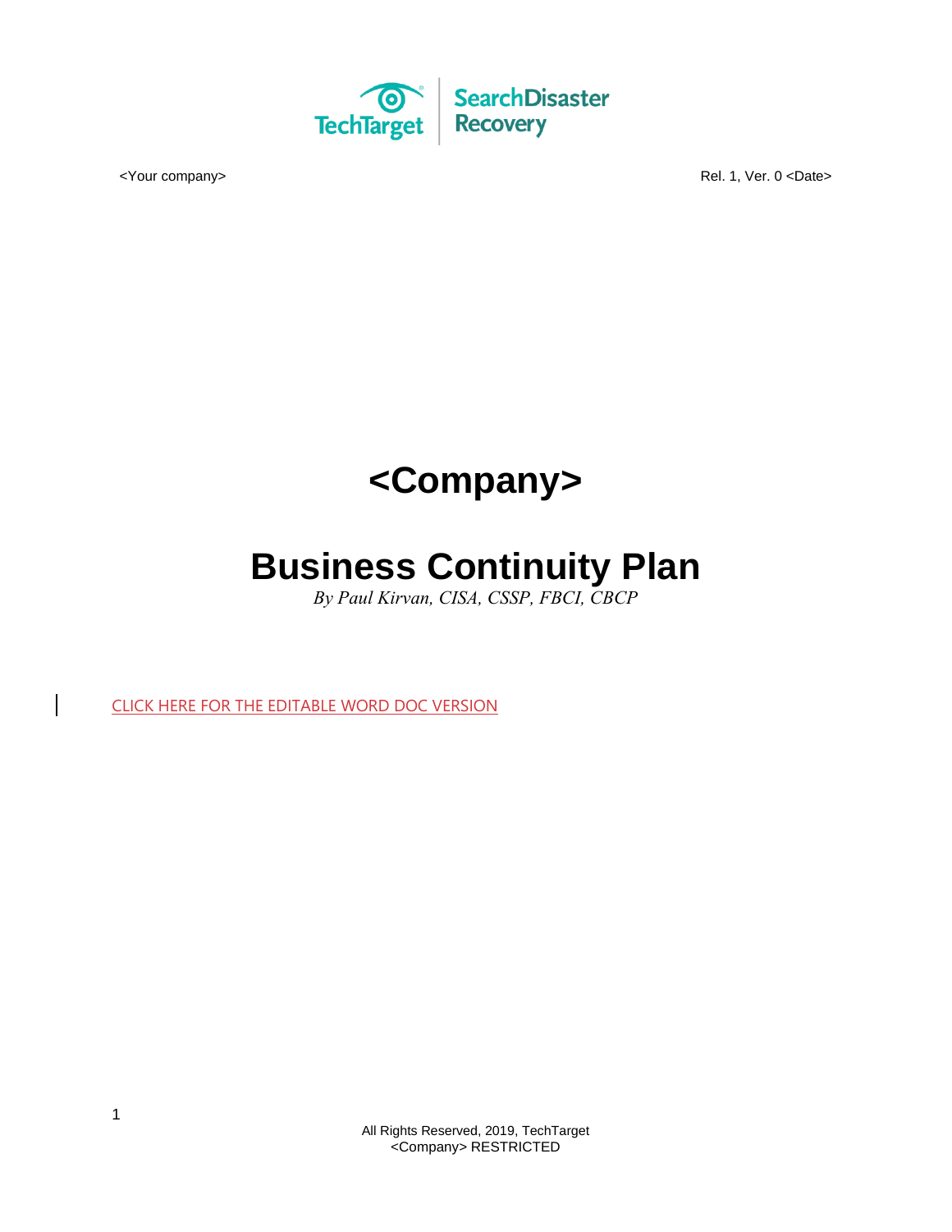<Your company> Rel. 1, Ver. 0 <Date>

# <Company>

# Business Continuity Plan

*By Paul Kirvan, CISA, CSSP, FBCI, CBCP*

CLICK HERE FOR THE EDITABLE WORD DOC VERSION

All Rights Reserved, 2019, TechTarget
<Company> RESTRICTED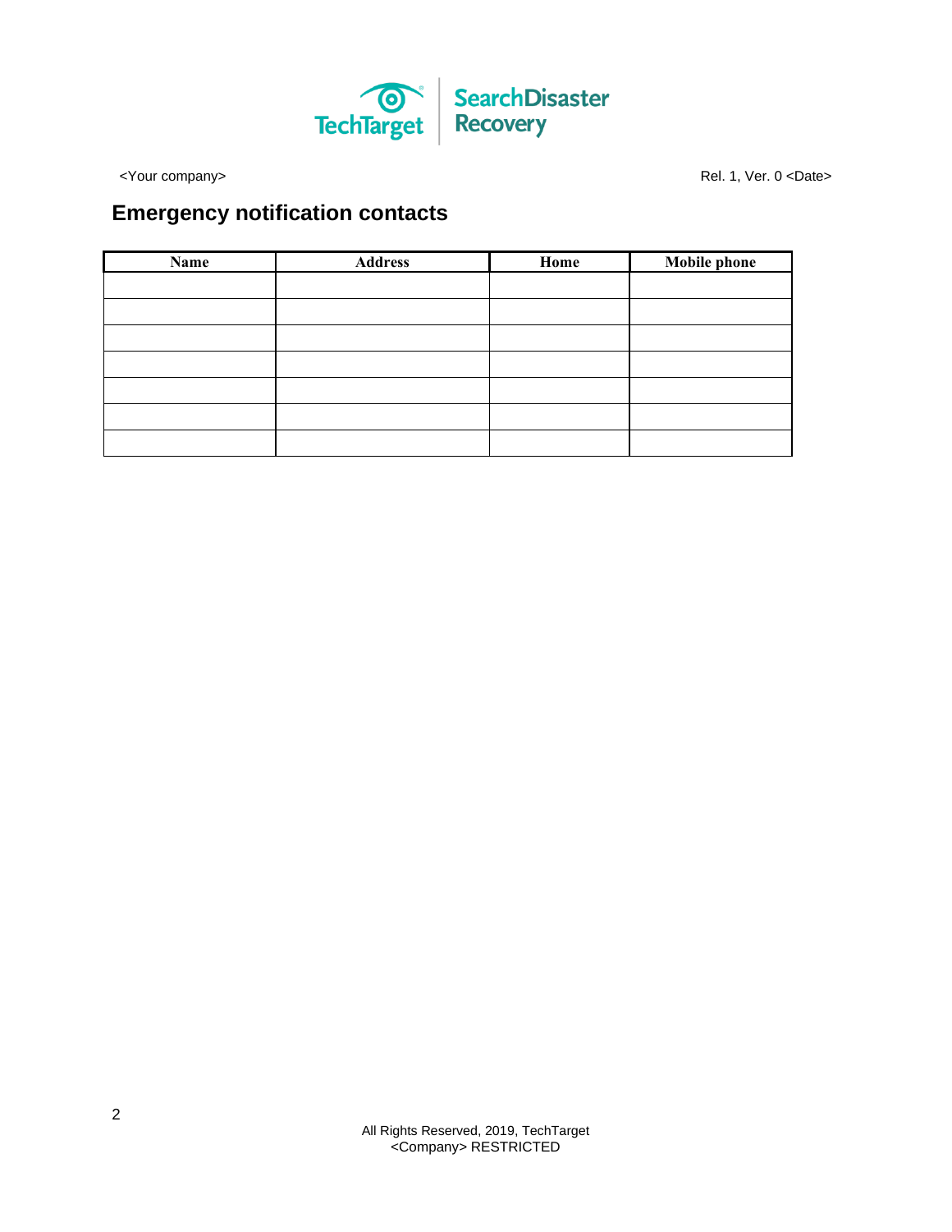<Your company> Rel. 1, Ver. 0 <Date>

## Emergency notification contacts

| Name | Address | Home | Mobile phone |
|---|---|---|---|
| | | | |
| | | | |
| | | | |
| | | | |
| | | | |
| | | | |
| | | | |

All Rights Reserved, 2019, TechTarget
<Company> RESTRICTED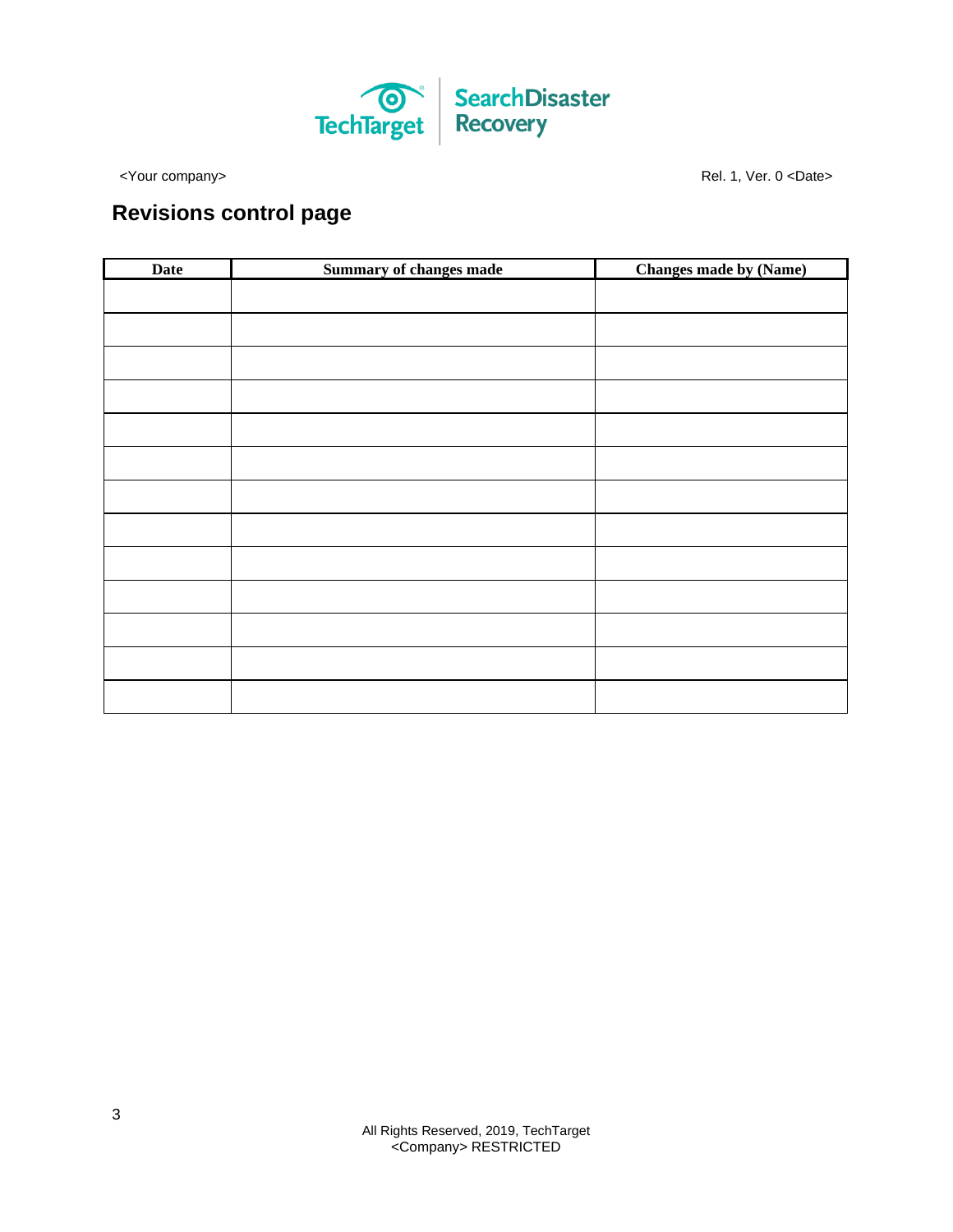<Your company> Rel. 1, Ver. 0 <Date>

## Revisions control page

| Date | Summary of changes made | Changes made by (Name) |
|---|---|---|
| | | |
| | | |
| | | |
| | | |
| | | |
| | | |
| | | |
| | | |
| | | |
| | | |
| | | |
| | | |
| | | |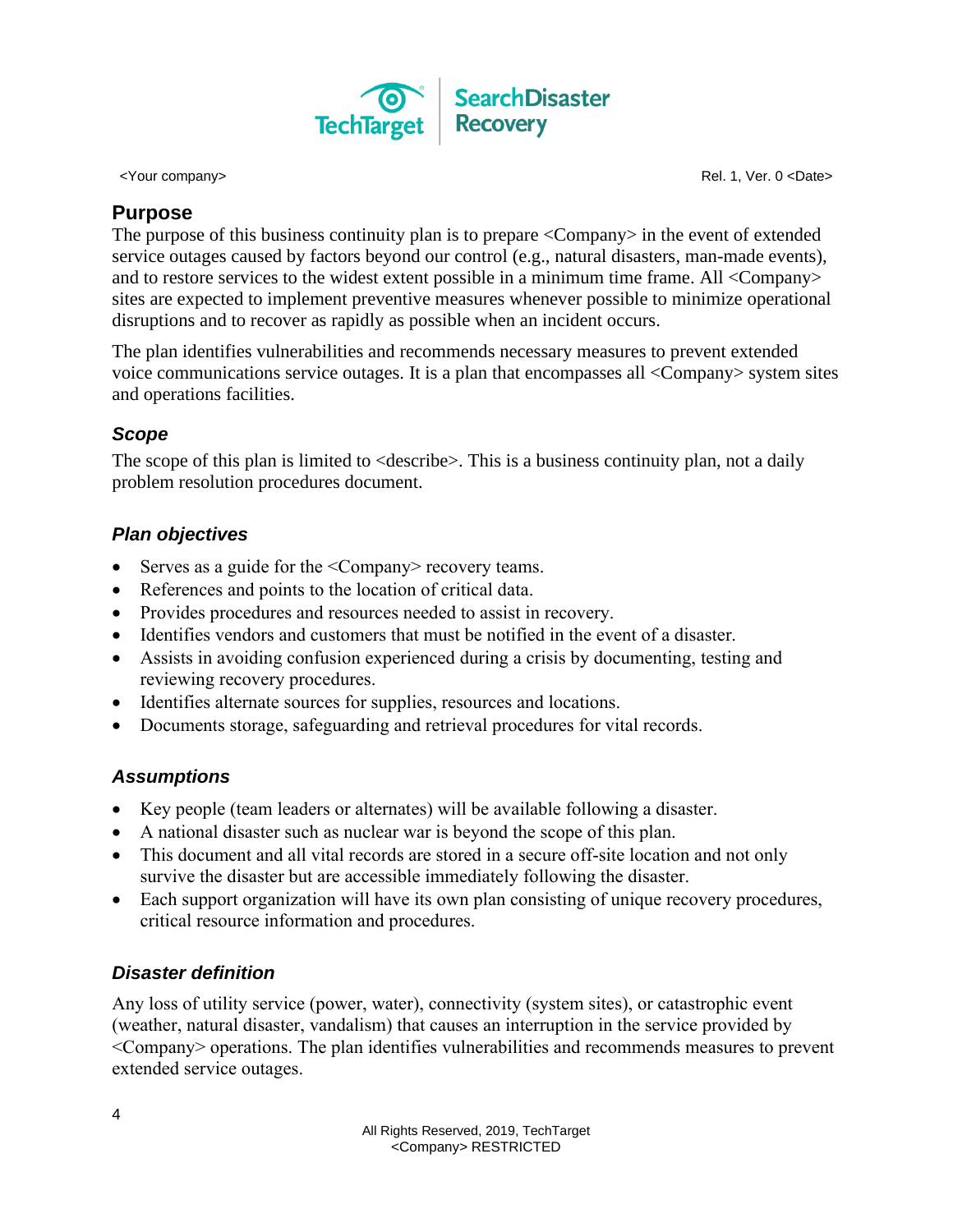## Purpose

The purpose of this business continuity plan is to prepare <Company> in the event of extended service outages caused by factors beyond our control (e.g., natural disasters, man-made events), and to restore services to the widest extent possible in a minimum time frame. All <Company> sites are expected to implement preventive measures whenever possible to minimize operational disruptions and to recover as rapidly as possible when an incident occurs.

The plan identifies vulnerabilities and recommends necessary measures to prevent extended voice communications service outages. It is a plan that encompasses all <Company> system sites and operations facilities.

### *Scope*

The scope of this plan is limited to <describe>. This is a business continuity plan, not a daily problem resolution procedures document.

### *Plan objectives*

- Serves as a guide for the <Company> recovery teams.
- References and points to the location of critical data.
- Provides procedures and resources needed to assist in recovery.
- Identifies vendors and customers that must be notified in the event of a disaster.
- Assists in avoiding confusion experienced during a crisis by documenting, testing and reviewing recovery procedures.
- Identifies alternate sources for supplies, resources and locations.
- Documents storage, safeguarding and retrieval procedures for vital records.

### *Assumptions*

- Key people (team leaders or alternates) will be available following a disaster.
- A national disaster such as nuclear war is beyond the scope of this plan.
- This document and all vital records are stored in a secure off-site location and not only survive the disaster but are accessible immediately following the disaster.
- Each support organization will have its own plan consisting of unique recovery procedures, critical resource information and procedures.

### *Disaster definition*

Any loss of utility service (power, water), connectivity (system sites), or catastrophic event (weather, natural disaster, vandalism) that causes an interruption in the service provided by <Company> operations. The plan identifies vulnerabilities and recommends measures to prevent extended service outages.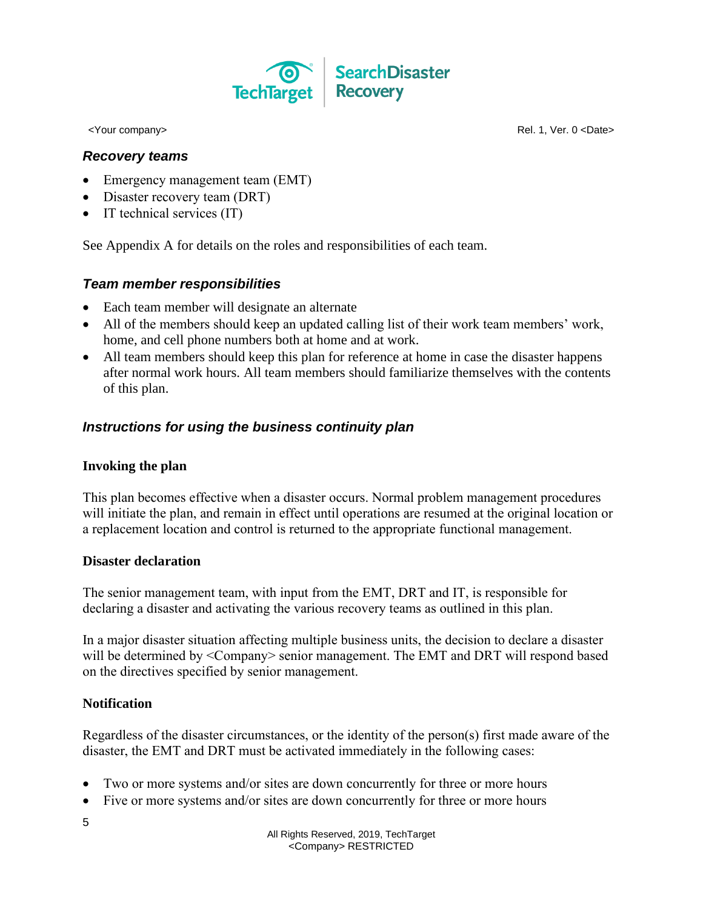### *Recovery teams*

- Emergency management team (EMT)
- Disaster recovery team (DRT)
- IT technical services (IT)

See Appendix A for details on the roles and responsibilities of each team.

### *Team member responsibilities*

- Each team member will designate an alternate
- All of the members should keep an updated calling list of their work team members' work, home, and cell phone numbers both at home and at work.
- All team members should keep this plan for reference at home in case the disaster happens after normal work hours. All team members should familiarize themselves with the contents of this plan.

### *Instructions for using the business continuity plan*

#### Invoking the plan

This plan becomes effective when a disaster occurs. Normal problem management procedures will initiate the plan, and remain in effect until operations are resumed at the original location or a replacement location and control is returned to the appropriate functional management.

#### Disaster declaration

The senior management team, with input from the EMT, DRT and IT, is responsible for declaring a disaster and activating the various recovery teams as outlined in this plan.

In a major disaster situation affecting multiple business units, the decision to declare a disaster will be determined by <Company> senior management. The EMT and DRT will respond based on the directives specified by senior management.

#### Notification

Regardless of the disaster circumstances, or the identity of the person(s) first made aware of the disaster, the EMT and DRT must be activated immediately in the following cases:

- Two or more systems and/or sites are down concurrently for three or more hours
- Five or more systems and/or sites are down concurrently for three or more hours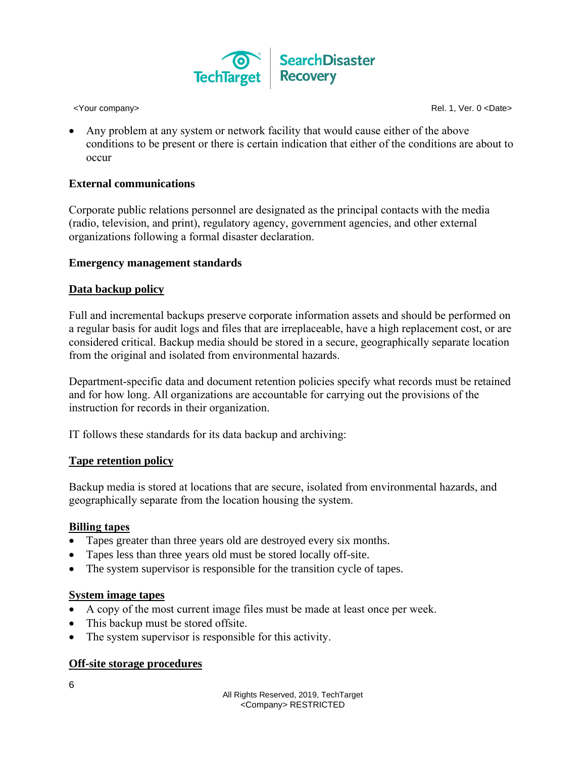- Any problem at any system or network facility that would cause either of the above conditions to be present or there is certain indication that either of the conditions are about to occur

**External communications**

Corporate public relations personnel are designated as the principal contacts with the media (radio, television, and print), regulatory agency, government agencies, and other external organizations following a formal disaster declaration.

**Emergency management standards**

**Data backup policy**

Full and incremental backups preserve corporate information assets and should be performed on a regular basis for audit logs and files that are irreplaceable, have a high replacement cost, or are considered critical. Backup media should be stored in a secure, geographically separate location from the original and isolated from environmental hazards.

Department-specific data and document retention policies specify what records must be retained and for how long. All organizations are accountable for carrying out the provisions of the instruction for records in their organization.

IT follows these standards for its data backup and archiving:

**Tape retention policy**

Backup media is stored at locations that are secure, isolated from environmental hazards, and geographically separate from the location housing the system.

**Billing tapes**

- Tapes greater than three years old are destroyed every six months.
- Tapes less than three years old must be stored locally off-site.
- The system supervisor is responsible for the transition cycle of tapes.

**System image tapes**

- A copy of the most current image files must be made at least once per week.
- This backup must be stored offsite.
- The system supervisor is responsible for this activity.

**Off-site storage procedures**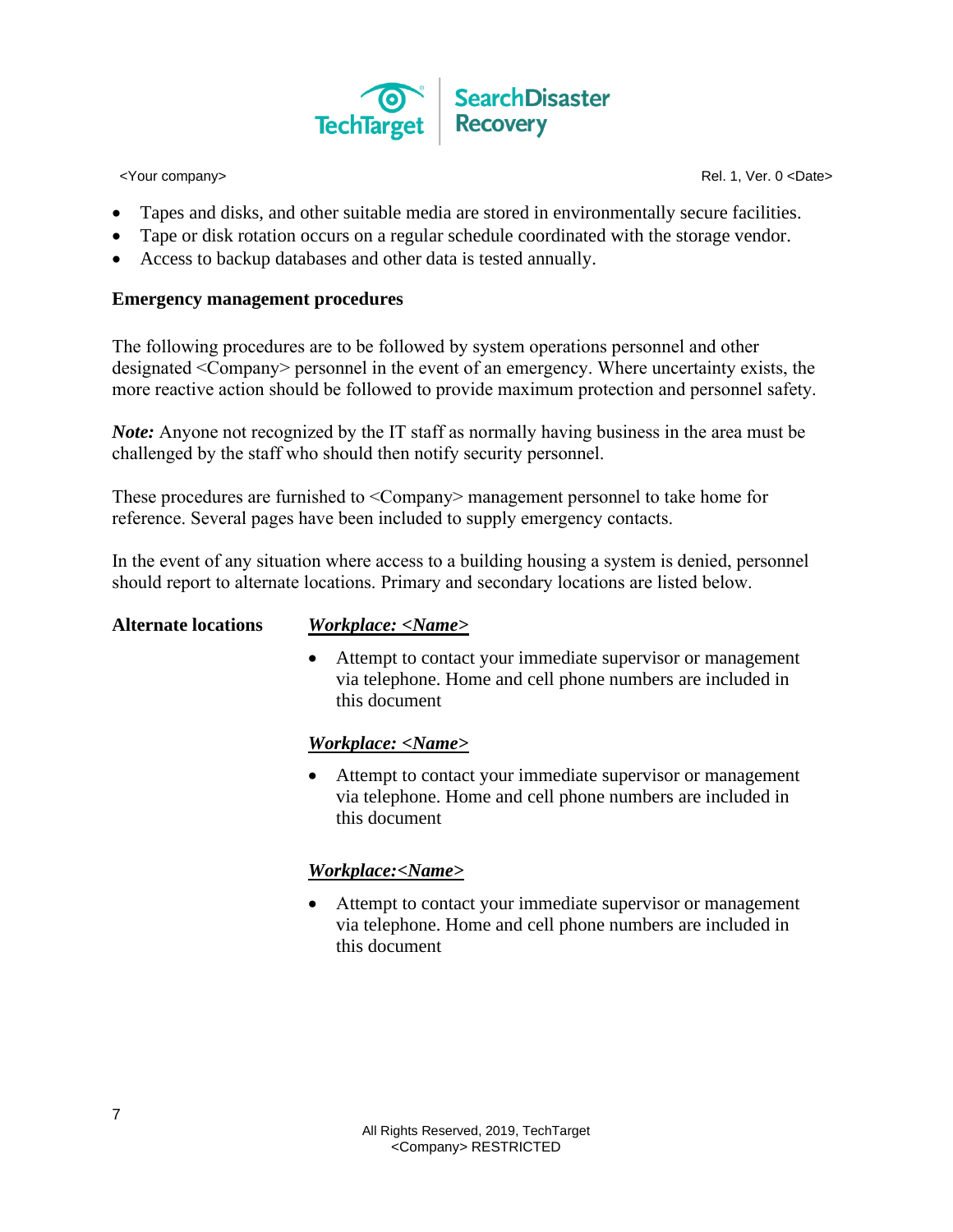- Tapes and disks, and other suitable media are stored in environmentally secure facilities.
- Tape or disk rotation occurs on a regular schedule coordinated with the storage vendor.
- Access to backup databases and other data is tested annually.

**Emergency management procedures**

The following procedures are to be followed by system operations personnel and other designated <Company> personnel in the event of an emergency. Where uncertainty exists, the more reactive action should be followed to provide maximum protection and personnel safety.

***Note:*** Anyone not recognized by the IT staff as normally having business in the area must be challenged by the staff who should then notify security personnel.

These procedures are furnished to <Company> management personnel to take home for reference. Several pages have been included to supply emergency contacts.

In the event of any situation where access to a building housing a system is denied, personnel should report to alternate locations. Primary and secondary locations are listed below.

**Alternate locations**

***<u>Workplace: <Name></u>***

- Attempt to contact your immediate supervisor or management via telephone. Home and cell phone numbers are included in this document

***<u>Workplace: <Name></u>***

- Attempt to contact your immediate supervisor or management via telephone. Home and cell phone numbers are included in this document

***<u>Workplace:<Name></u>***

- Attempt to contact your immediate supervisor or management via telephone. Home and cell phone numbers are included in this document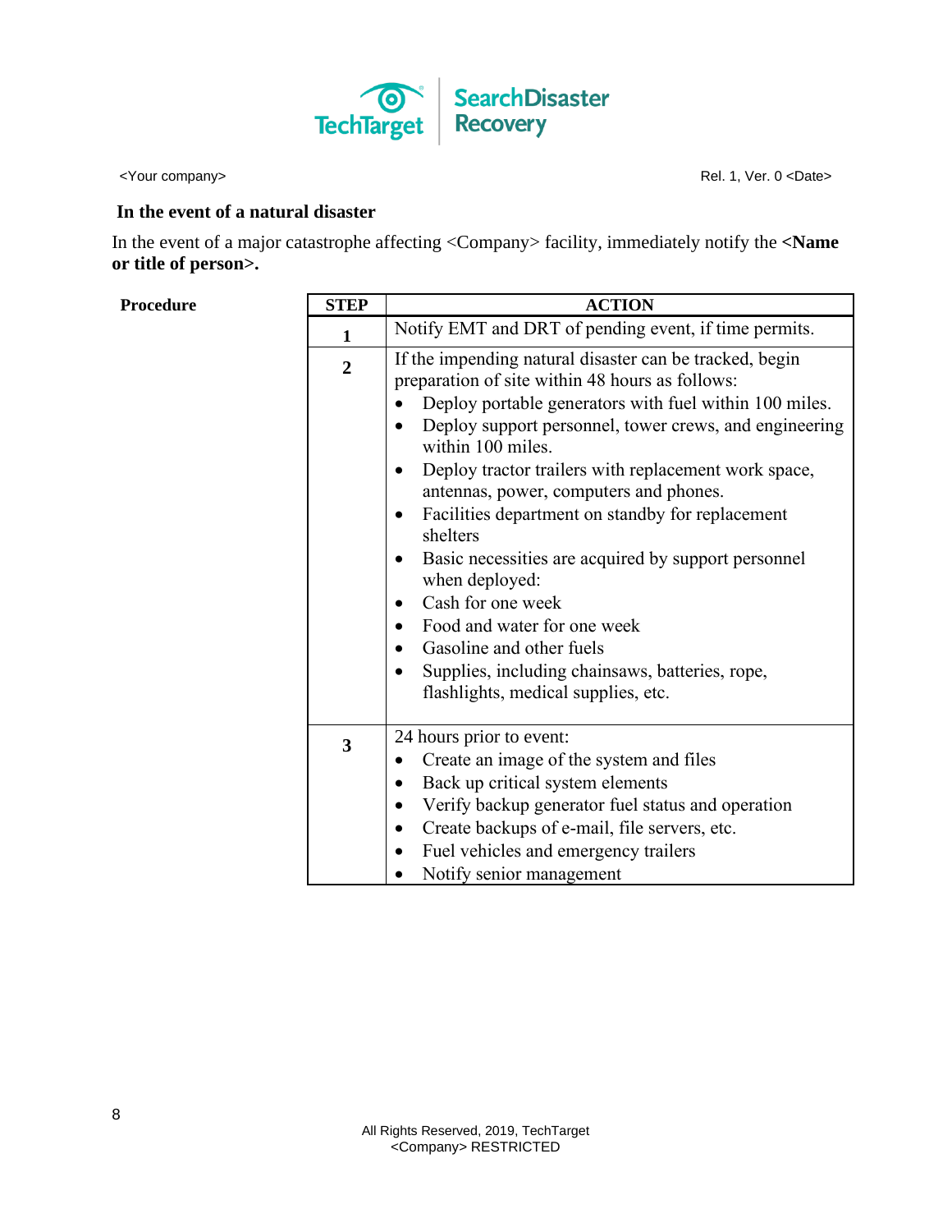<Your company> Rel. 1, Ver. 0 <Date>

### In the event of a natural disaster

In the event of a major catastrophe affecting <Company> facility, immediately notify the **<Name or title of person>.**

**Procedure**

| STEP | ACTION |
|---|---|
| **1** | Notify EMT and DRT of pending event, if time permits. |
| **2** | If the impending natural disaster can be tracked, begin preparation of site within 48 hours as follows:<br>• Deploy portable generators with fuel within 100 miles.<br>• Deploy support personnel, tower crews, and engineering within 100 miles.<br>• Deploy tractor trailers with replacement work space, antennas, power, computers and phones.<br>• Facilities department on standby for replacement shelters<br>• Basic necessities are acquired by support personnel when deployed:<br>• Cash for one week<br>• Food and water for one week<br>• Gasoline and other fuels<br>• Supplies, including chainsaws, batteries, rope, flashlights, medical supplies, etc. |
| **3** | 24 hours prior to event:<br>• Create an image of the system and files<br>• Back up critical system elements<br>• Verify backup generator fuel status and operation<br>• Create backups of e-mail, file servers, etc.<br>• Fuel vehicles and emergency trailers<br>• Notify senior management |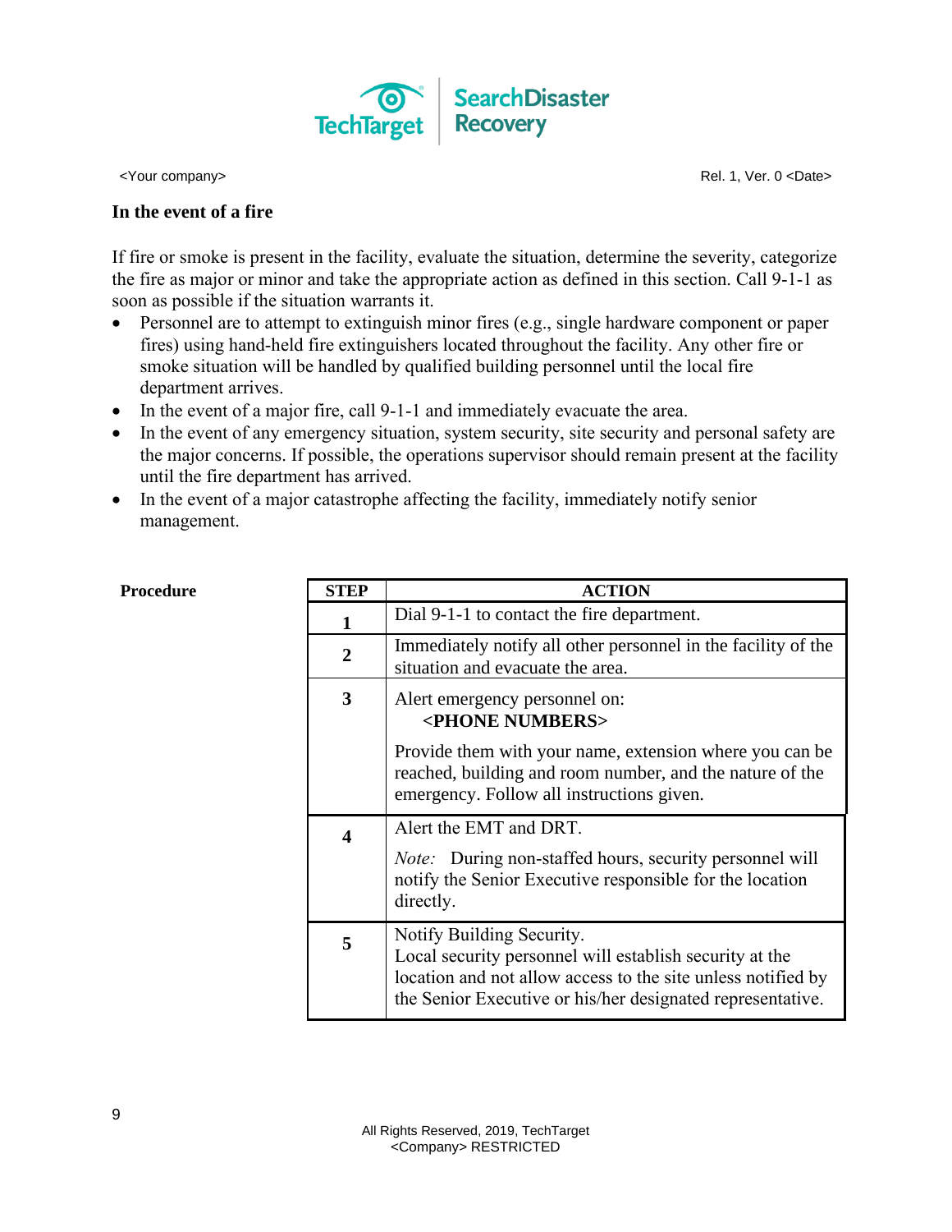## In the event of a fire

If fire or smoke is present in the facility, evaluate the situation, determine the severity, categorize the fire as major or minor and take the appropriate action as defined in this section. Call 9-1-1 as soon as possible if the situation warrants it.

- Personnel are to attempt to extinguish minor fires (e.g., single hardware component or paper fires) using hand-held fire extinguishers located throughout the facility. Any other fire or smoke situation will be handled by qualified building personnel until the local fire department arrives.
- In the event of a major fire, call 9-1-1 and immediately evacuate the area.
- In the event of any emergency situation, system security, site security and personal safety are the major concerns. If possible, the operations supervisor should remain present at the facility until the fire department has arrived.
- In the event of a major catastrophe affecting the facility, immediately notify senior management.

**Procedure**

| STEP | ACTION |
|---|---|
| **1** | Dial 9-1-1 to contact the fire department. |
| **2** | Immediately notify all other personnel in the facility of the situation and evacuate the area. |
| **3** | Alert emergency personnel on: **<PHONE NUMBERS>** Provide them with your name, extension where you can be reached, building and room number, and the nature of the emergency. Follow all instructions given. |
| **4** | Alert the EMT and DRT. *Note:* During non-staffed hours, security personnel will notify the Senior Executive responsible for the location directly. |
| **5** | Notify Building Security. Local security personnel will establish security at the location and not allow access to the site unless notified by the Senior Executive or his/her designated representative. |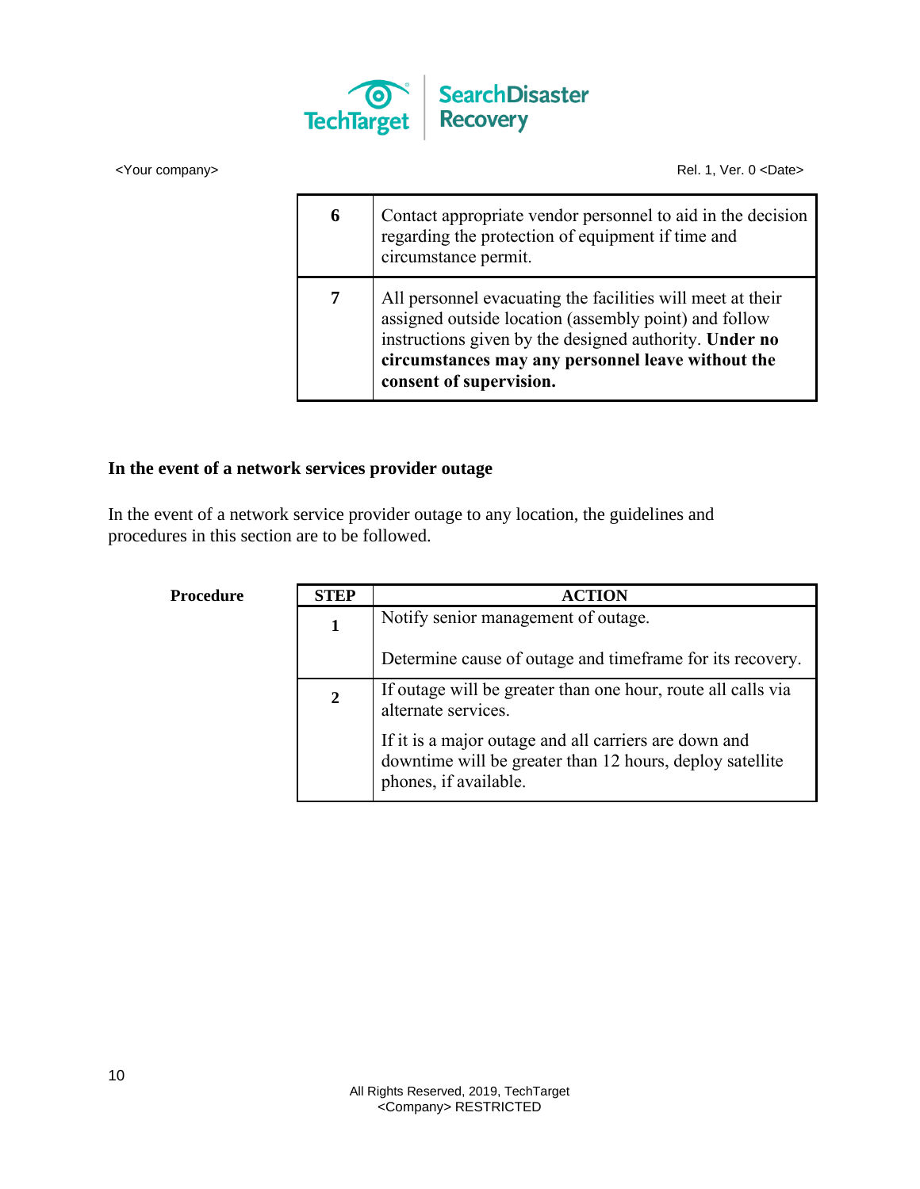| | |
|---|---|
| **6** | Contact appropriate vendor personnel to aid in the decision regarding the protection of equipment if time and circumstance permit. |
| **7** | All personnel evacuating the facilities will meet at their assigned outside location (assembly point) and follow instructions given by the designed authority. **Under no circumstances may any personnel leave without the consent of supervision.** |

**In the event of a network services provider outage**

In the event of a network service provider outage to any location, the guidelines and procedures in this section are to be followed.

**Procedure**

| STEP | ACTION |
|---|---|
| **1** | Notify senior management of outage.<br><br>Determine cause of outage and timeframe for its recovery. |
| **2** | If outage will be greater than one hour, route all calls via alternate services.<br><br>If it is a major outage and all carriers are down and downtime will be greater than 12 hours, deploy satellite phones, if available. |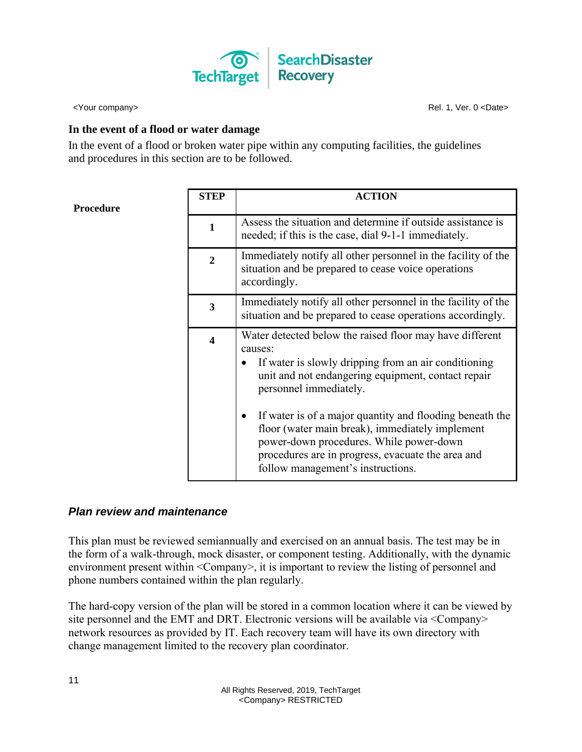**In the event of a flood or water damage**

In the event of a flood or broken water pipe within any computing facilities, the guidelines and procedures in this section are to be followed.

**Procedure**

| STEP | ACTION |
|---|---|
| **1** | Assess the situation and determine if outside assistance is needed; if this is the case, dial 9-1-1 immediately. |
| **2** | Immediately notify all other personnel in the facility of the situation and be prepared to cease voice operations accordingly. |
| **3** | Immediately notify all other personnel in the facility of the situation and be prepared to cease operations accordingly. |
| **4** | Water detected below the raised floor may have different causes:<br>• If water is slowly dripping from an air conditioning unit and not endangering equipment, contact repair personnel immediately.<br>• If water is of a major quantity and flooding beneath the floor (water main break), immediately implement power-down procedures. While power-down procedures are in progress, evacuate the area and follow management's instructions. |

### *Plan review and maintenance*

This plan must be reviewed semiannually and exercised on an annual basis. The test may be in the form of a walk-through, mock disaster, or component testing. Additionally, with the dynamic environment present within <Company>, it is important to review the listing of personnel and phone numbers contained within the plan regularly.

The hard-copy version of the plan will be stored in a common location where it can be viewed by site personnel and the EMT and DRT. Electronic versions will be available via <Company> network resources as provided by IT. Each recovery team will have its own directory with change management limited to the recovery plan coordinator.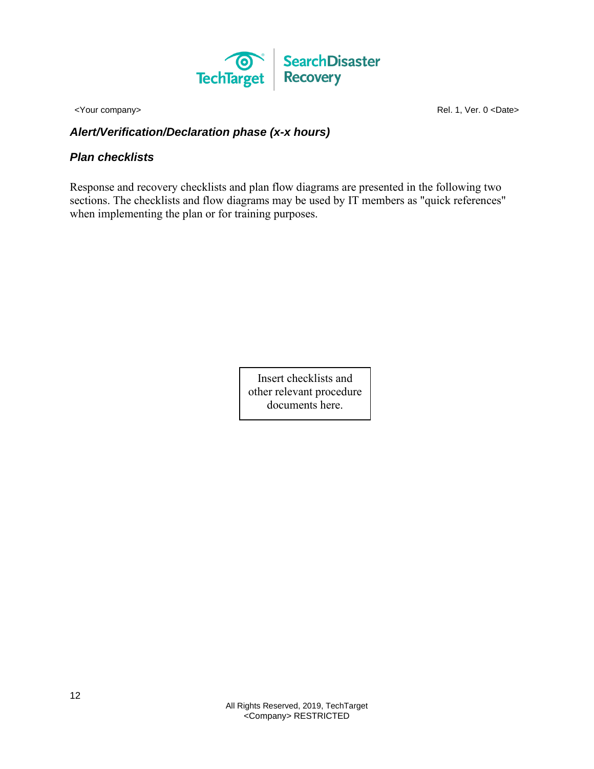### *Alert/Verification/Declaration phase (x-x hours)*

### *Plan checklists*

Response and recovery checklists and plan flow diagrams are presented in the following two sections. The checklists and flow diagrams may be used by IT members as "quick references" when implementing the plan or for training purposes.

| |
|---|
| Insert checklists and other relevant procedure documents here. |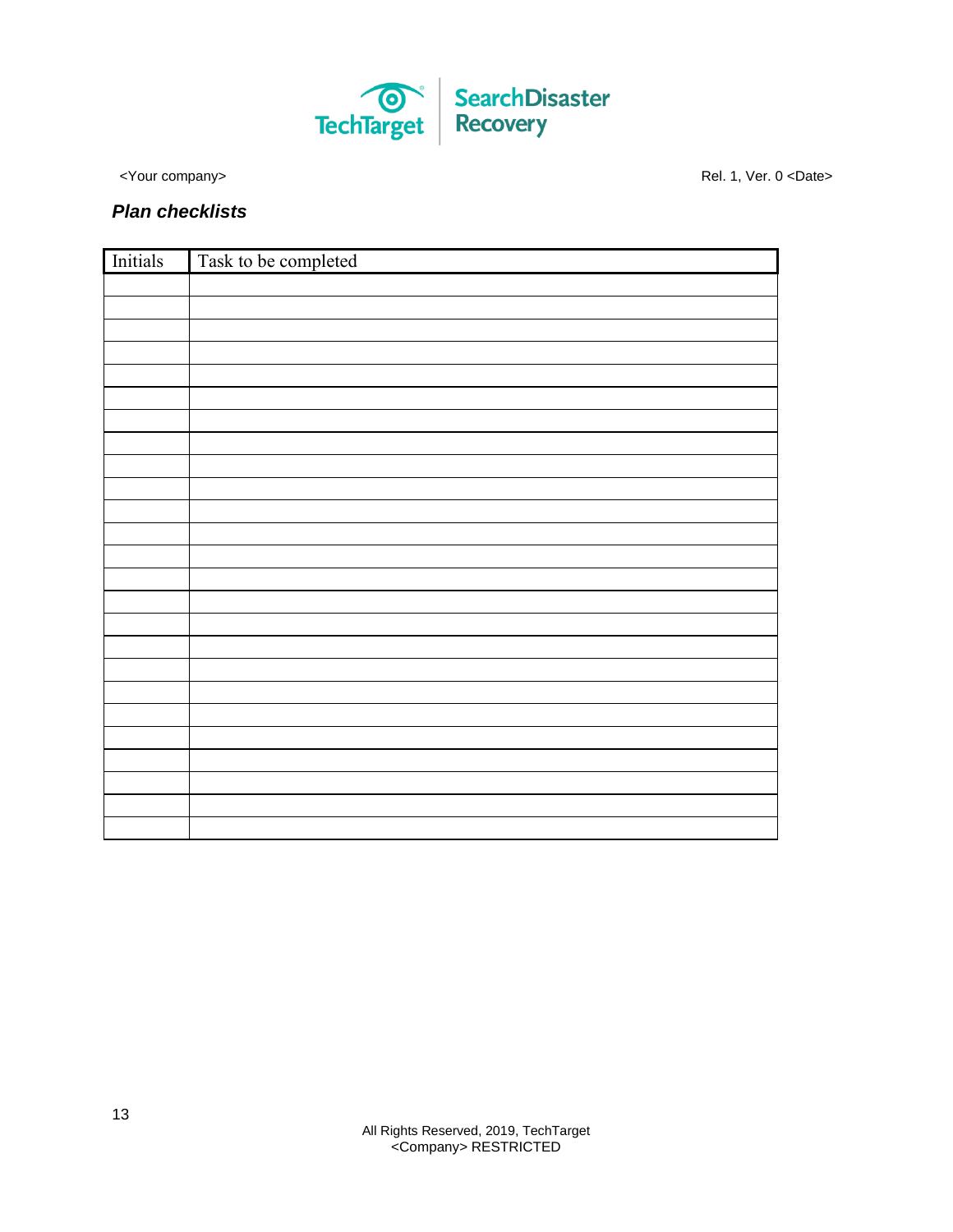<Your company> Rel. 1, Ver. 0 <Date>

### *Plan checklists*

| Initials | Task to be completed |
| --- | --- |
| | |
| | |
| | |
| | |
| | |
| | |
| | |
| | |
| | |
| | |
| | |
| | |
| | |
| | |
| | |
| | |
| | |
| | |
| | |
| | |
| | |
| | |
| | |
| | |
| | |

All Rights Reserved, 2019, TechTarget
<Company> RESTRICTED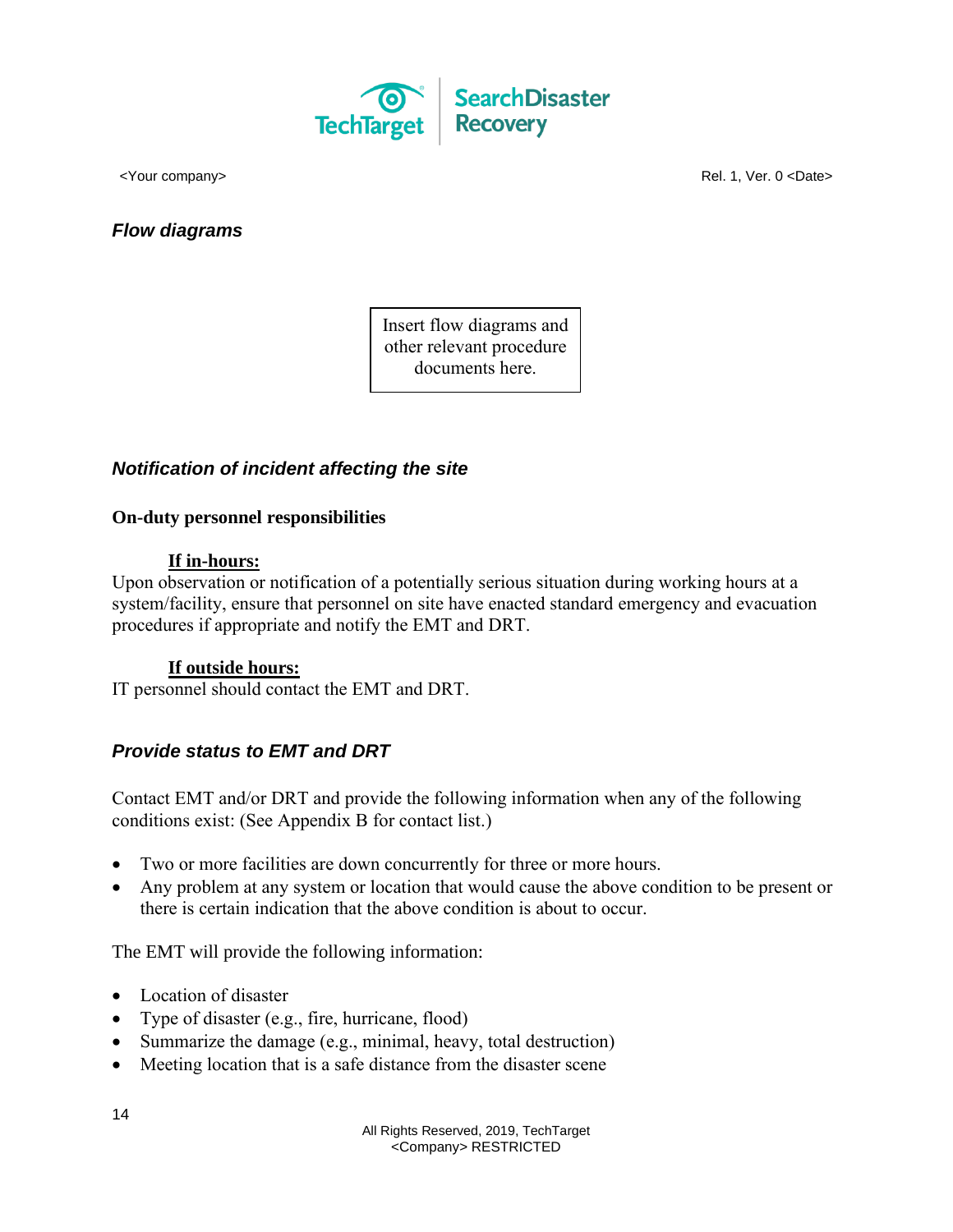*Flow diagrams*

Insert flow diagrams and other relevant procedure documents here.

*Notification of incident affecting the site*

**On-duty personnel responsibilities**

**If in-hours:**

Upon observation or notification of a potentially serious situation during working hours at a system/facility, ensure that personnel on site have enacted standard emergency and evacuation procedures if appropriate and notify the EMT and DRT.

**If outside hours:**

IT personnel should contact the EMT and DRT.

*Provide status to EMT and DRT*

Contact EMT and/or DRT and provide the following information when any of the following conditions exist: (See Appendix B for contact list.)

- Two or more facilities are down concurrently for three or more hours.
- Any problem at any system or location that would cause the above condition to be present or there is certain indication that the above condition is about to occur.

The EMT will provide the following information:

- Location of disaster
- Type of disaster (e.g., fire, hurricane, flood)
- Summarize the damage (e.g., minimal, heavy, total destruction)
- Meeting location that is a safe distance from the disaster scene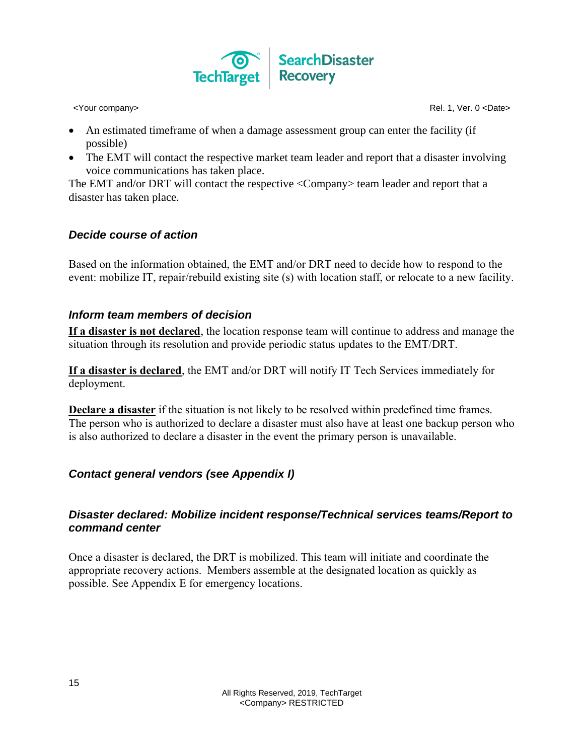- An estimated timeframe of when a damage assessment group can enter the facility (if possible)
- The EMT will contact the respective market team leader and report that a disaster involving voice communications has taken place.

The EMT and/or DRT will contact the respective <Company> team leader and report that a disaster has taken place.

### *Decide course of action*

Based on the information obtained, the EMT and/or DRT need to decide how to respond to the event: mobilize IT, repair/rebuild existing site (s) with location staff, or relocate to a new facility.

### *Inform team members of decision*

**If a disaster is not declared**, the location response team will continue to address and manage the situation through its resolution and provide periodic status updates to the EMT/DRT.

**If a disaster is declared**, the EMT and/or DRT will notify IT Tech Services immediately for deployment.

**Declare a disaster** if the situation is not likely to be resolved within predefined time frames. The person who is authorized to declare a disaster must also have at least one backup person who is also authorized to declare a disaster in the event the primary person is unavailable.

### *Contact general vendors (see Appendix I)*

### *Disaster declared: Mobilize incident response/Technical services teams/Report to command center*

Once a disaster is declared, the DRT is mobilized. This team will initiate and coordinate the appropriate recovery actions. Members assemble at the designated location as quickly as possible. See Appendix E for emergency locations.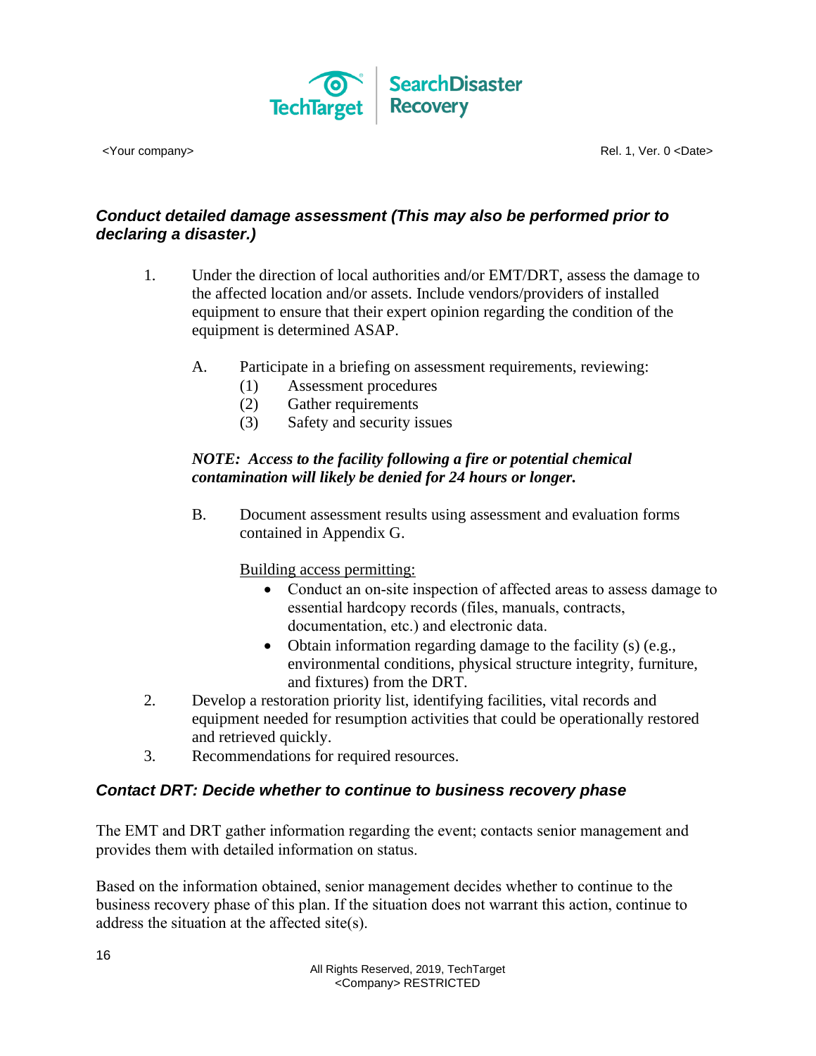### *Conduct detailed damage assessment (This may also be performed prior to declaring a disaster.)*

1. Under the direction of local authorities and/or EMT/DRT, assess the damage to the affected location and/or assets. Include vendors/providers of installed equipment to ensure that their expert opinion regarding the condition of the equipment is determined ASAP.

   A. Participate in a briefing on assessment requirements, reviewing:
      (1) Assessment procedures
      (2) Gather requirements
      (3) Safety and security issues

   ***NOTE: Access to the facility following a fire or potential chemical contamination will likely be denied for 24 hours or longer.***

   B. Document assessment results using assessment and evaluation forms contained in Appendix G.

      <u>Building access permitting:</u>

      - Conduct an on-site inspection of affected areas to assess damage to essential hardcopy records (files, manuals, contracts, documentation, etc.) and electronic data.
      - Obtain information regarding damage to the facility (s) (e.g., environmental conditions, physical structure integrity, furniture, and fixtures) from the DRT.

2. Develop a restoration priority list, identifying facilities, vital records and equipment needed for resumption activities that could be operationally restored and retrieved quickly.
3. Recommendations for required resources.

### *Contact DRT: Decide whether to continue to business recovery phase*

The EMT and DRT gather information regarding the event; contacts senior management and provides them with detailed information on status.

Based on the information obtained, senior management decides whether to continue to the business recovery phase of this plan. If the situation does not warrant this action, continue to address the situation at the affected site(s).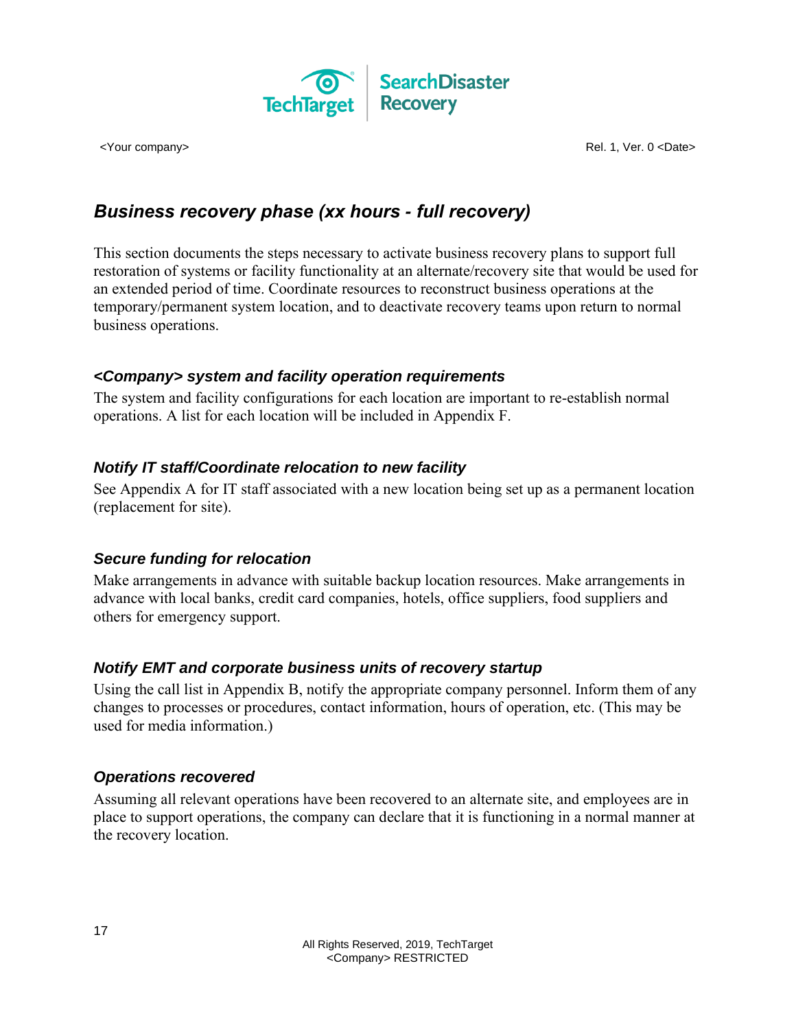## *Business recovery phase (xx hours - full recovery)*

This section documents the steps necessary to activate business recovery plans to support full restoration of systems or facility functionality at an alternate/recovery site that would be used for an extended period of time. Coordinate resources to reconstruct business operations at the temporary/permanent system location, and to deactivate recovery teams upon return to normal business operations.

### *<Company> system and facility operation requirements*

The system and facility configurations for each location are important to re-establish normal operations. A list for each location will be included in Appendix F.

### *Notify IT staff/Coordinate relocation to new facility*

See Appendix A for IT staff associated with a new location being set up as a permanent location (replacement for site).

### *Secure funding for relocation*

Make arrangements in advance with suitable backup location resources. Make arrangements in advance with local banks, credit card companies, hotels, office suppliers, food suppliers and others for emergency support.

### *Notify EMT and corporate business units of recovery startup*

Using the call list in Appendix B, notify the appropriate company personnel. Inform them of any changes to processes or procedures, contact information, hours of operation, etc. (This may be used for media information.)

### *Operations recovered*

Assuming all relevant operations have been recovered to an alternate site, and employees are in place to support operations, the company can declare that it is functioning in a normal manner at the recovery location.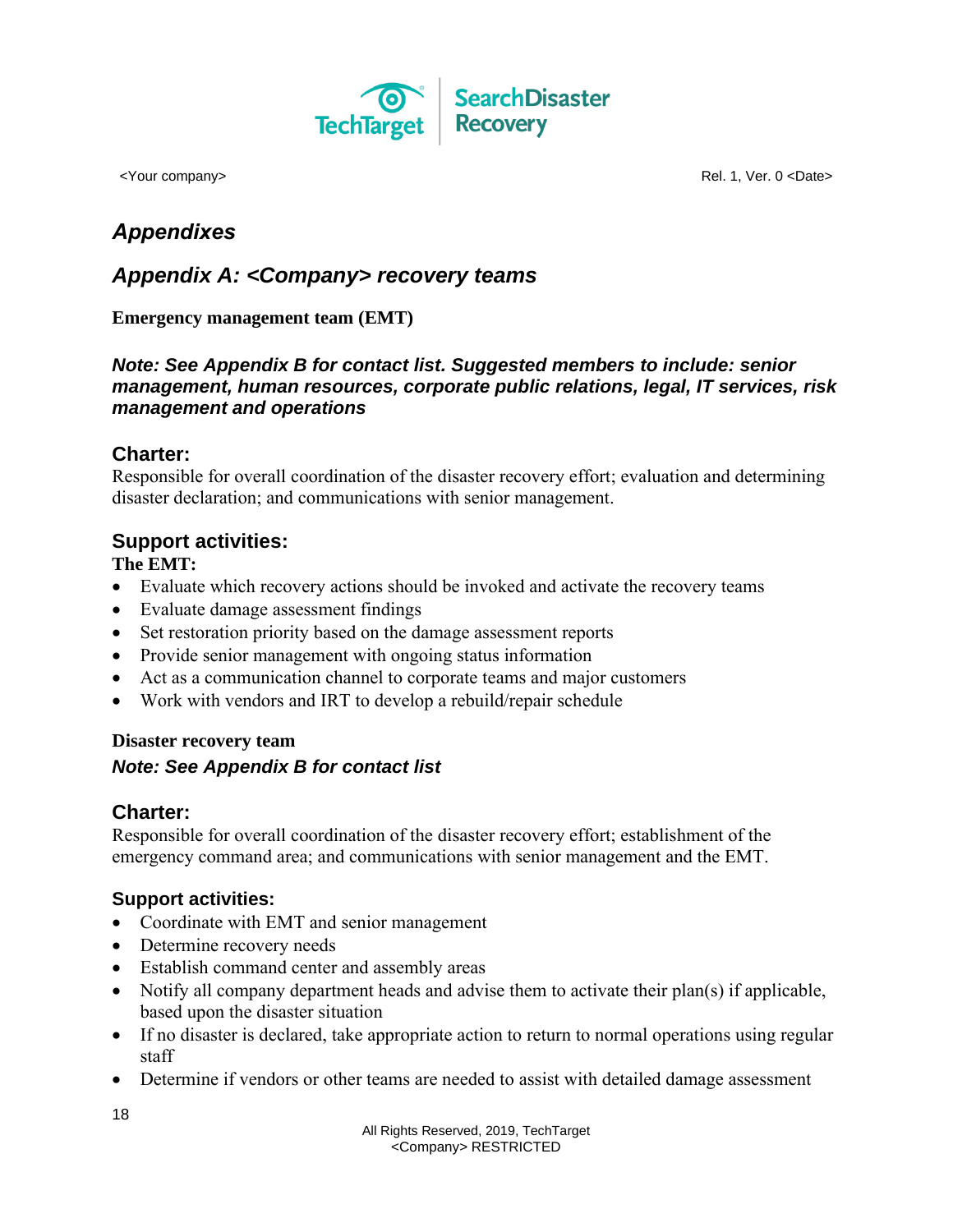## Appendixes

## Appendix A: <Company> recovery teams

**Emergency management team (EMT)**

***Note: See Appendix B for contact list. Suggested members to include: senior management, human resources, corporate public relations, legal, IT services, risk management and operations***

### Charter:

Responsible for overall coordination of the disaster recovery effort; evaluation and determining disaster declaration; and communications with senior management.

### Support activities:

**The EMT:**

- Evaluate which recovery actions should be invoked and activate the recovery teams
- Evaluate damage assessment findings
- Set restoration priority based on the damage assessment reports
- Provide senior management with ongoing status information
- Act as a communication channel to corporate teams and major customers
- Work with vendors and IRT to develop a rebuild/repair schedule

**Disaster recovery team**

***Note: See Appendix B for contact list***

### Charter:

Responsible for overall coordination of the disaster recovery effort; establishment of the emergency command area; and communications with senior management and the EMT.

### Support activities:

- Coordinate with EMT and senior management
- Determine recovery needs
- Establish command center and assembly areas
- Notify all company department heads and advise them to activate their plan(s) if applicable, based upon the disaster situation
- If no disaster is declared, take appropriate action to return to normal operations using regular staff
- Determine if vendors or other teams are needed to assist with detailed damage assessment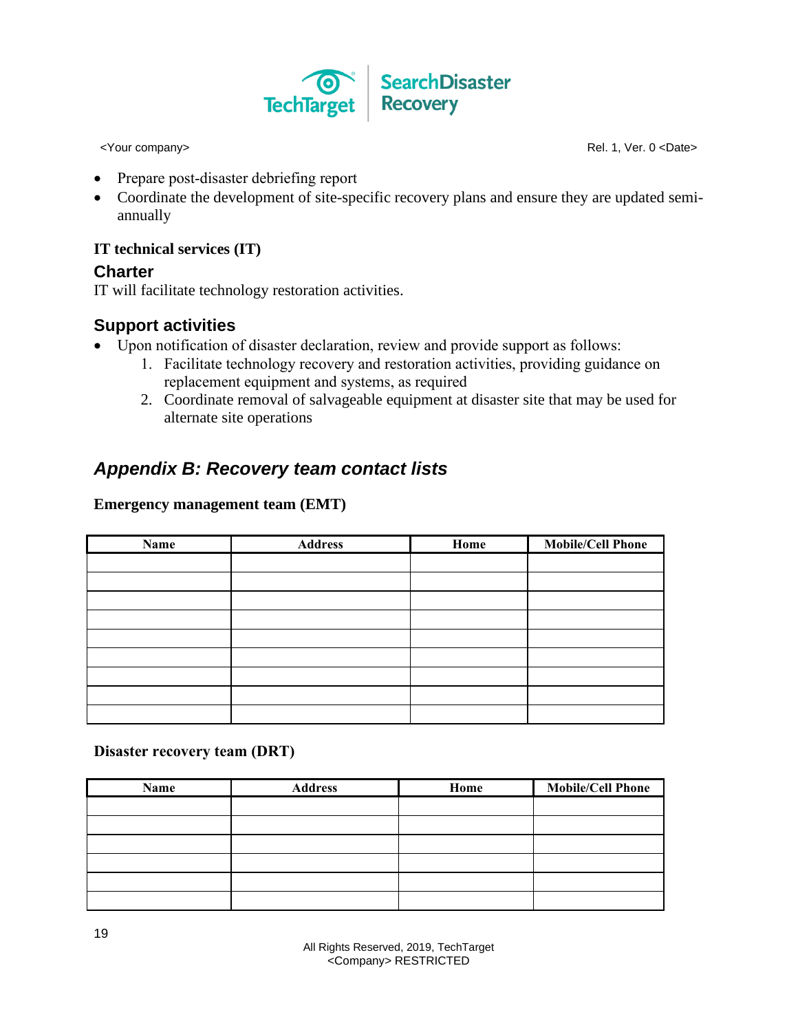- Prepare post-disaster debriefing report
- Coordinate the development of site-specific recovery plans and ensure they are updated semi-annually

**IT technical services (IT)**

### Charter

IT will facilitate technology restoration activities.

### Support activities

- Upon notification of disaster declaration, review and provide support as follows:
    1. Facilitate technology recovery and restoration activities, providing guidance on replacement equipment and systems, as required
    2. Coordinate removal of salvageable equipment at disaster site that may be used for alternate site operations

## *Appendix B: Recovery team contact lists*

**Emergency management team (EMT)**

| Name | Address | Home | Mobile/Cell Phone |
|---|---|---|---|
| | | | |
| | | | |
| | | | |
| | | | |
| | | | |
| | | | |
| | | | |
| | | | |
| | | | |

**Disaster recovery team (DRT)**

| Name | Address | Home | Mobile/Cell Phone |
|---|---|---|---|
| | | | |
| | | | |
| | | | |
| | | | |
| | | | |
| | | | |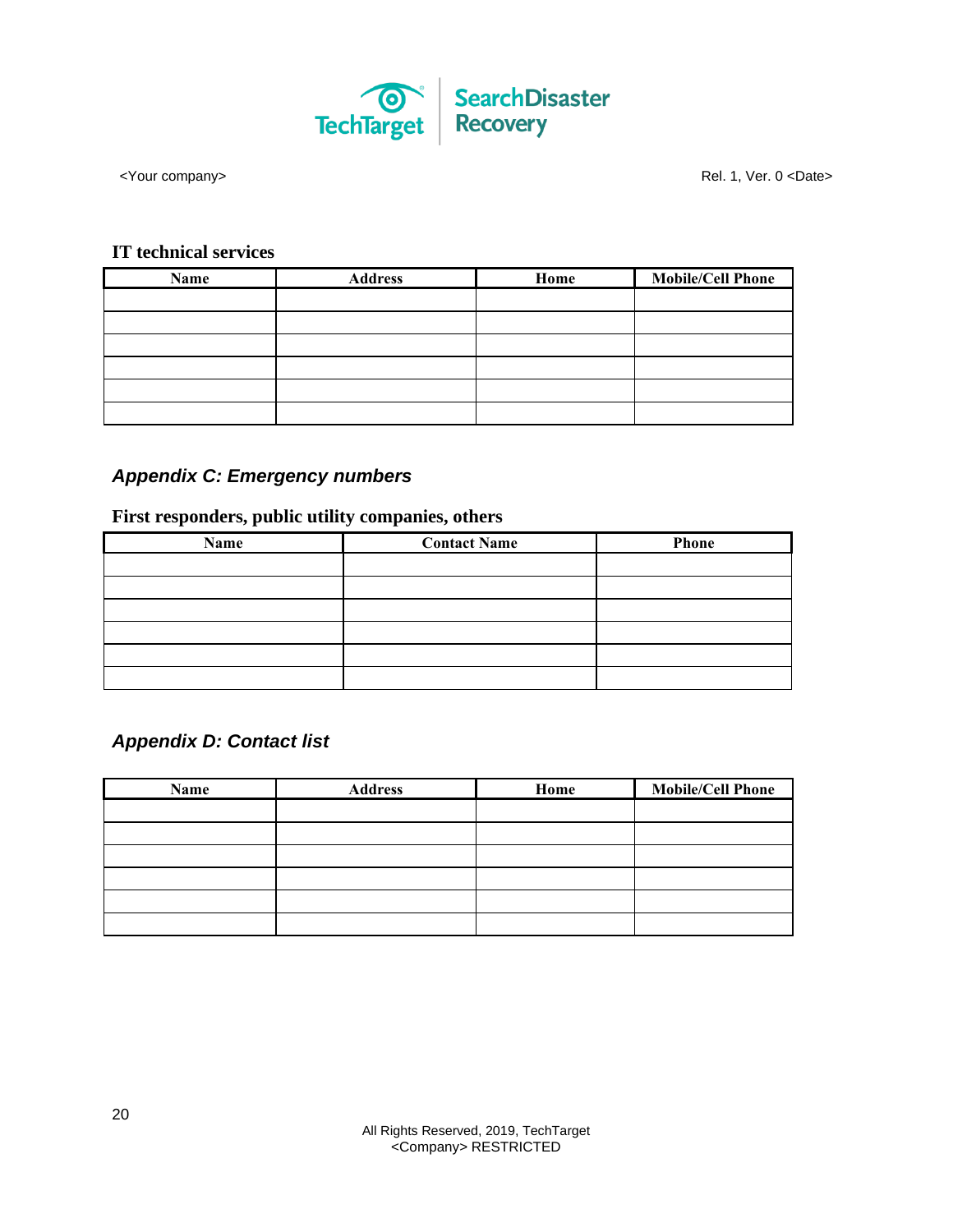<Your company> Rel. 1, Ver. 0 <Date>

### IT technical services

| Name | Address | Home | Mobile/Cell Phone |
|---|---|---|---|
| | | | |
| | | | |
| | | | |
| | | | |
| | | | |
| | | | |

## *Appendix C: Emergency numbers*

### First responders, public utility companies, others

| Name | Contact Name | Phone |
|---|---|---|
| | | |
| | | |
| | | |
| | | |
| | | |
| | | |

## *Appendix D: Contact list*

| Name | Address | Home | Mobile/Cell Phone |
|---|---|---|---|
| | | | |
| | | | |
| | | | |
| | | | |
| | | | |
| | | | |

All Rights Reserved, 2019, TechTarget
<Company> RESTRICTED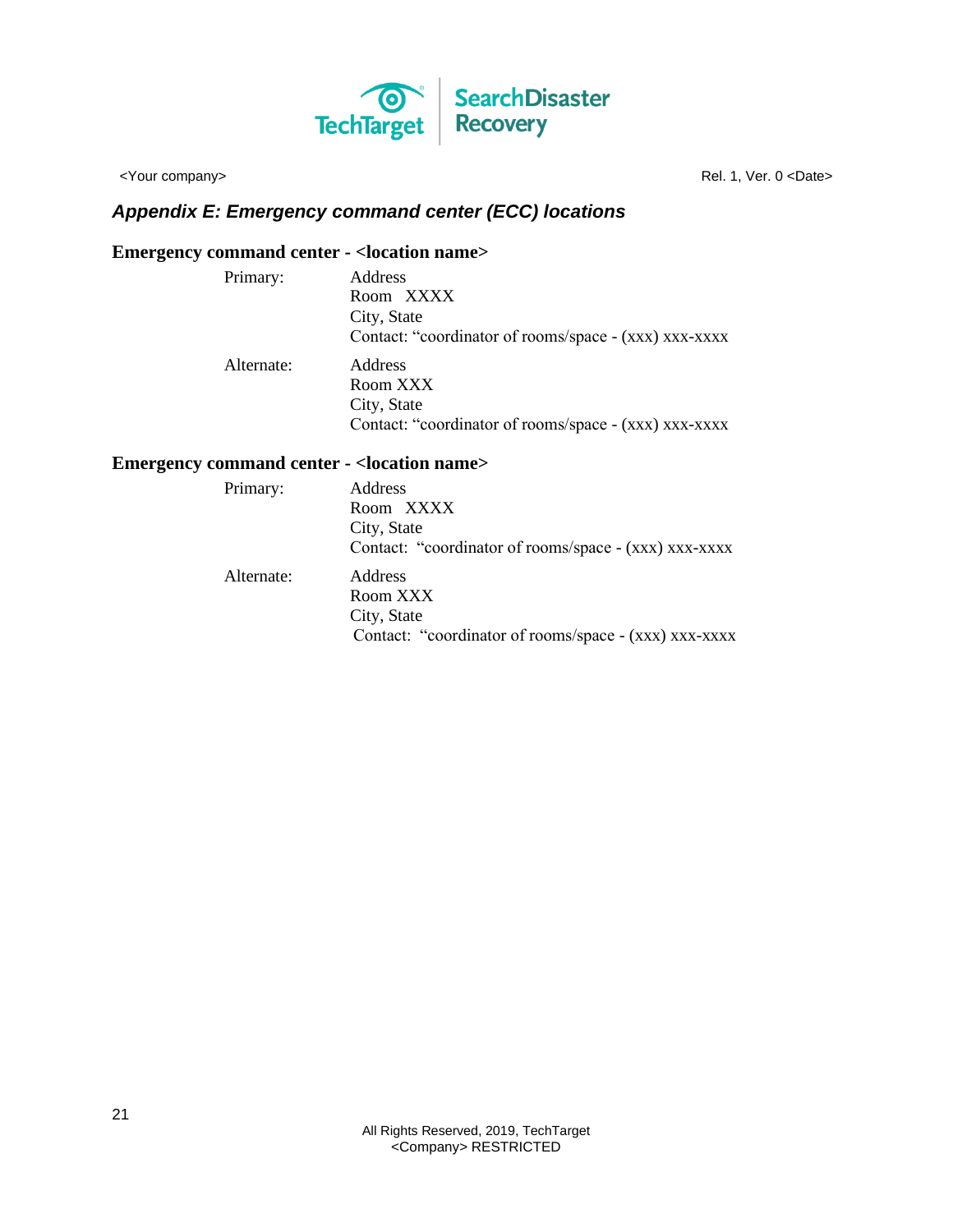## *Appendix E: Emergency command center (ECC) locations*

### Emergency command center - <location name>

| | |
|---|---|
| Primary: | Address<br>Room XXXX<br>City, State<br>Contact: "coordinator of rooms/space - (xxx) xxx-xxxx |
| Alternate: | Address<br>Room XXX<br>City, State<br>Contact: "coordinator of rooms/space - (xxx) xxx-xxxx |

### Emergency command center - <location name>

| | |
|---|---|
| Primary: | Address<br>Room XXXX<br>City, State<br>Contact: "coordinator of rooms/space - (xxx) xxx-xxxx |
| Alternate: | Address<br>Room XXX<br>City, State<br>Contact: "coordinator of rooms/space - (xxx) xxx-xxxx |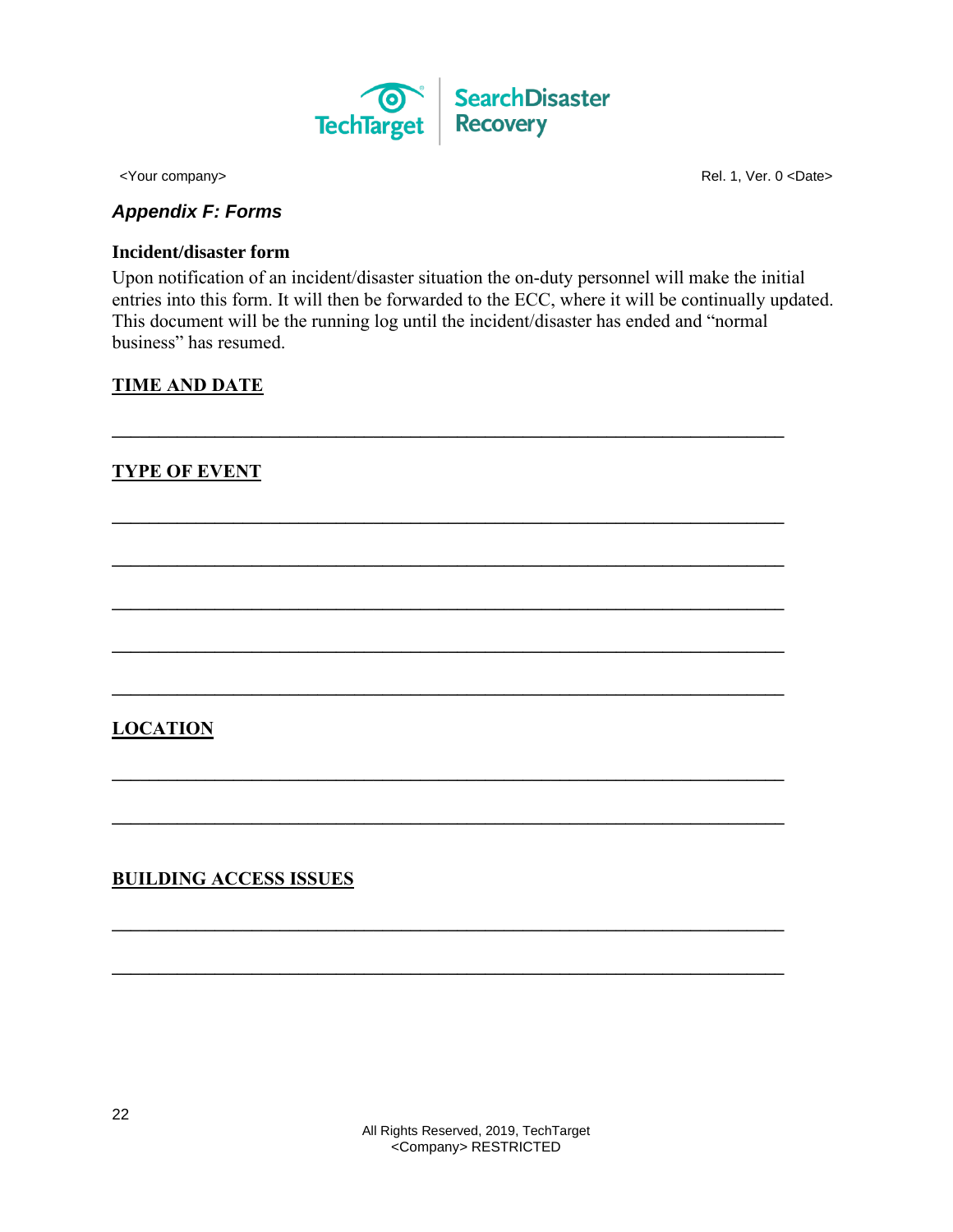<Your company> Rel. 1, Ver. 0 <Date>

## *Appendix F: Forms*

### Incident/disaster form

Upon notification of an incident/disaster situation the on-duty personnel will make the initial entries into this form. It will then be forwarded to the ECC, where it will be continually updated. This document will be the running log until the incident/disaster has ended and "normal business" has resumed.

**TIME AND DATE**

______________________________________________________________________

**TYPE OF EVENT**

______________________________________________________________________

______________________________________________________________________

______________________________________________________________________

______________________________________________________________________

______________________________________________________________________

**LOCATION**

______________________________________________________________________

______________________________________________________________________

**BUILDING ACCESS ISSUES**

______________________________________________________________________

______________________________________________________________________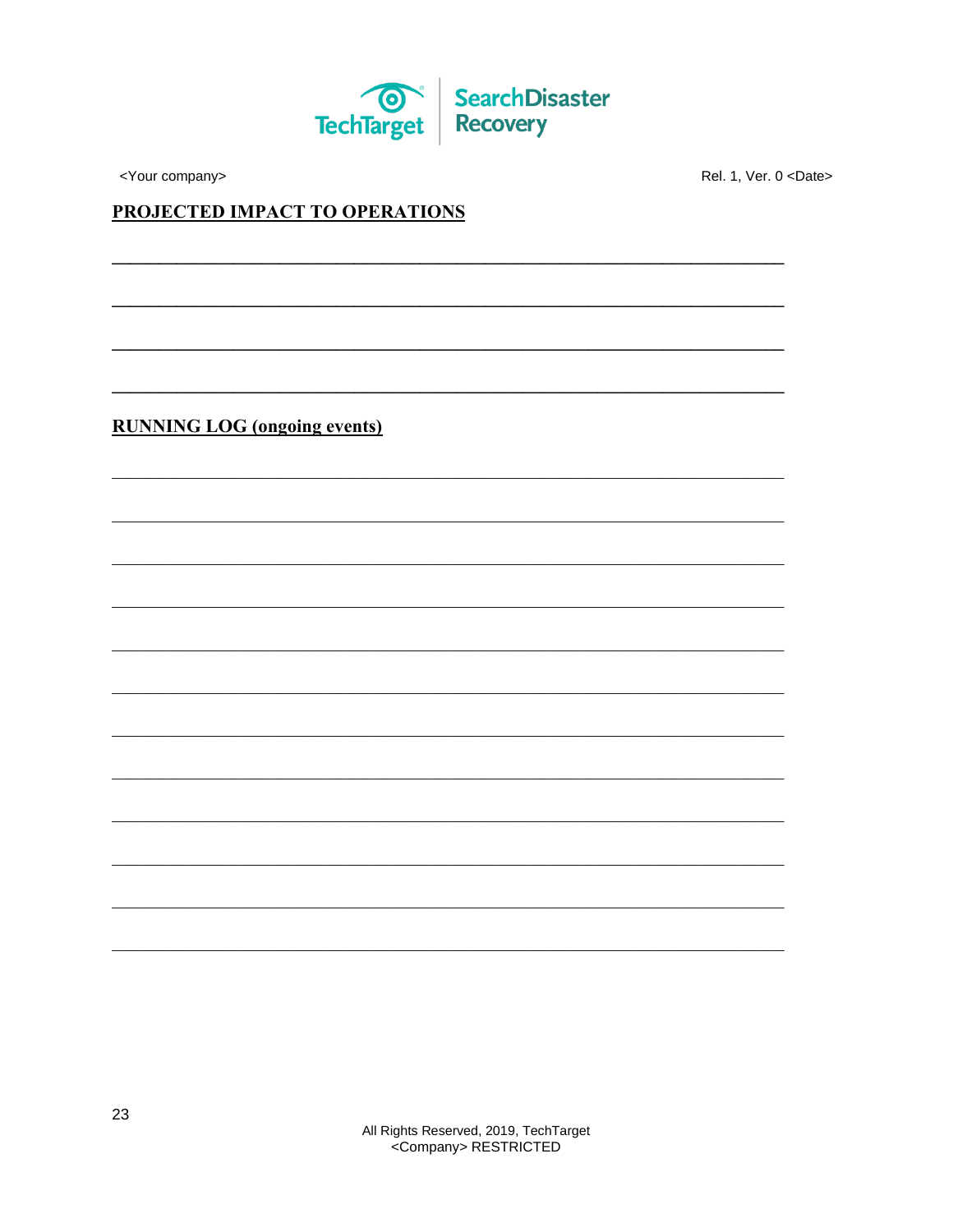**PROJECTED IMPACT TO OPERATIONS**

\_\_\_\_\_\_\_\_\_\_\_\_\_\_\_\_\_\_\_\_\_\_\_\_\_\_\_\_\_\_\_\_\_\_\_\_\_\_\_\_\_\_\_\_\_\_\_\_\_\_\_\_\_\_\_\_\_\_\_\_\_\_\_\_\_\_\_\_\_\_

\_\_\_\_\_\_\_\_\_\_\_\_\_\_\_\_\_\_\_\_\_\_\_\_\_\_\_\_\_\_\_\_\_\_\_\_\_\_\_\_\_\_\_\_\_\_\_\_\_\_\_\_\_\_\_\_\_\_\_\_\_\_\_\_\_\_\_\_\_\_

\_\_\_\_\_\_\_\_\_\_\_\_\_\_\_\_\_\_\_\_\_\_\_\_\_\_\_\_\_\_\_\_\_\_\_\_\_\_\_\_\_\_\_\_\_\_\_\_\_\_\_\_\_\_\_\_\_\_\_\_\_\_\_\_\_\_\_\_\_\_

\_\_\_\_\_\_\_\_\_\_\_\_\_\_\_\_\_\_\_\_\_\_\_\_\_\_\_\_\_\_\_\_\_\_\_\_\_\_\_\_\_\_\_\_\_\_\_\_\_\_\_\_\_\_\_\_\_\_\_\_\_\_\_\_\_\_\_\_\_\_

**RUNNING LOG (ongoing events)**

\_\_\_\_\_\_\_\_\_\_\_\_\_\_\_\_\_\_\_\_\_\_\_\_\_\_\_\_\_\_\_\_\_\_\_\_\_\_\_\_\_\_\_\_\_\_\_\_\_\_\_\_\_\_\_\_\_\_\_\_\_\_\_\_\_\_\_\_\_\_

\_\_\_\_\_\_\_\_\_\_\_\_\_\_\_\_\_\_\_\_\_\_\_\_\_\_\_\_\_\_\_\_\_\_\_\_\_\_\_\_\_\_\_\_\_\_\_\_\_\_\_\_\_\_\_\_\_\_\_\_\_\_\_\_\_\_\_\_\_\_

\_\_\_\_\_\_\_\_\_\_\_\_\_\_\_\_\_\_\_\_\_\_\_\_\_\_\_\_\_\_\_\_\_\_\_\_\_\_\_\_\_\_\_\_\_\_\_\_\_\_\_\_\_\_\_\_\_\_\_\_\_\_\_\_\_\_\_\_\_\_

\_\_\_\_\_\_\_\_\_\_\_\_\_\_\_\_\_\_\_\_\_\_\_\_\_\_\_\_\_\_\_\_\_\_\_\_\_\_\_\_\_\_\_\_\_\_\_\_\_\_\_\_\_\_\_\_\_\_\_\_\_\_\_\_\_\_\_\_\_\_

\_\_\_\_\_\_\_\_\_\_\_\_\_\_\_\_\_\_\_\_\_\_\_\_\_\_\_\_\_\_\_\_\_\_\_\_\_\_\_\_\_\_\_\_\_\_\_\_\_\_\_\_\_\_\_\_\_\_\_\_\_\_\_\_\_\_\_\_\_\_

\_\_\_\_\_\_\_\_\_\_\_\_\_\_\_\_\_\_\_\_\_\_\_\_\_\_\_\_\_\_\_\_\_\_\_\_\_\_\_\_\_\_\_\_\_\_\_\_\_\_\_\_\_\_\_\_\_\_\_\_\_\_\_\_\_\_\_\_\_\_

\_\_\_\_\_\_\_\_\_\_\_\_\_\_\_\_\_\_\_\_\_\_\_\_\_\_\_\_\_\_\_\_\_\_\_\_\_\_\_\_\_\_\_\_\_\_\_\_\_\_\_\_\_\_\_\_\_\_\_\_\_\_\_\_\_\_\_\_\_\_

\_\_\_\_\_\_\_\_\_\_\_\_\_\_\_\_\_\_\_\_\_\_\_\_\_\_\_\_\_\_\_\_\_\_\_\_\_\_\_\_\_\_\_\_\_\_\_\_\_\_\_\_\_\_\_\_\_\_\_\_\_\_\_\_\_\_\_\_\_\_

\_\_\_\_\_\_\_\_\_\_\_\_\_\_\_\_\_\_\_\_\_\_\_\_\_\_\_\_\_\_\_\_\_\_\_\_\_\_\_\_\_\_\_\_\_\_\_\_\_\_\_\_\_\_\_\_\_\_\_\_\_\_\_\_\_\_\_\_\_\_

\_\_\_\_\_\_\_\_\_\_\_\_\_\_\_\_\_\_\_\_\_\_\_\_\_\_\_\_\_\_\_\_\_\_\_\_\_\_\_\_\_\_\_\_\_\_\_\_\_\_\_\_\_\_\_\_\_\_\_\_\_\_\_\_\_\_\_\_\_\_

\_\_\_\_\_\_\_\_\_\_\_\_\_\_\_\_\_\_\_\_\_\_\_\_\_\_\_\_\_\_\_\_\_\_\_\_\_\_\_\_\_\_\_\_\_\_\_\_\_\_\_\_\_\_\_\_\_\_\_\_\_\_\_\_\_\_\_\_\_\_

\_\_\_\_\_\_\_\_\_\_\_\_\_\_\_\_\_\_\_\_\_\_\_\_\_\_\_\_\_\_\_\_\_\_\_\_\_\_\_\_\_\_\_\_\_\_\_\_\_\_\_\_\_\_\_\_\_\_\_\_\_\_\_\_\_\_\_\_\_\_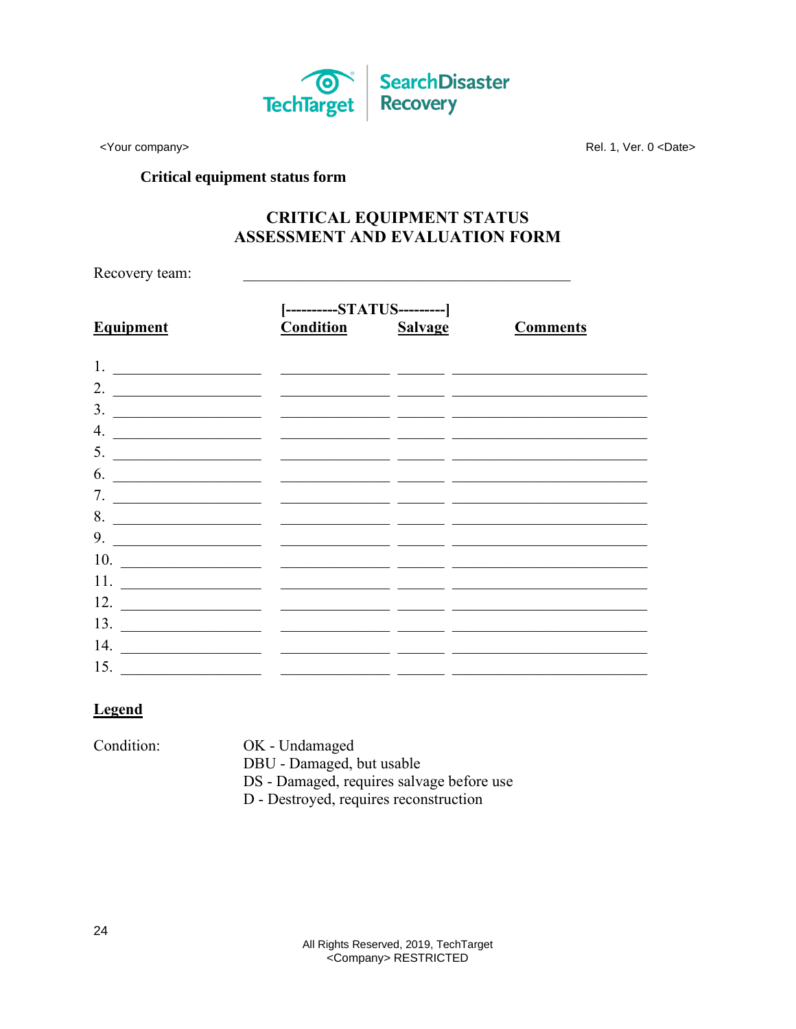<Your company> Rel. 1, Ver. 0 <Date>

**Critical equipment status form**

## CRITICAL EQUIPMENT STATUS ASSESSMENT AND EVALUATION FORM

Recovery team: ____________________________________________

| Equipment | [----------STATUS---------] Condition | Salvage | Comments |
|---|---|---|---|
| 1. ____________________ | ______________ | ______ | __________________________ |
| 2. ____________________ | ______________ | ______ | __________________________ |
| 3. ____________________ | ______________ | ______ | __________________________ |
| 4. ____________________ | ______________ | ______ | __________________________ |
| 5. ____________________ | ______________ | ______ | __________________________ |
| 6. ____________________ | ______________ | ______ | __________________________ |
| 7. ____________________ | ______________ | ______ | __________________________ |
| 8. ____________________ | ______________ | ______ | __________________________ |
| 9. ____________________ | ______________ | ______ | __________________________ |
| 10. ___________________ | ______________ | ______ | __________________________ |
| 11. ___________________ | ______________ | ______ | __________________________ |
| 12. ___________________ | ______________ | ______ | __________________________ |
| 13. ___________________ | ______________ | ______ | __________________________ |
| 14. ___________________ | ______________ | ______ | __________________________ |
| 15. ___________________ | ______________ | ______ | __________________________ |

**Legend**

Condition:

- OK - Undamaged
- DBU - Damaged, but usable
- DS - Damaged, requires salvage before use
- D - Destroyed, requires reconstruction

All Rights Reserved, 2019, TechTarget
<Company> RESTRICTED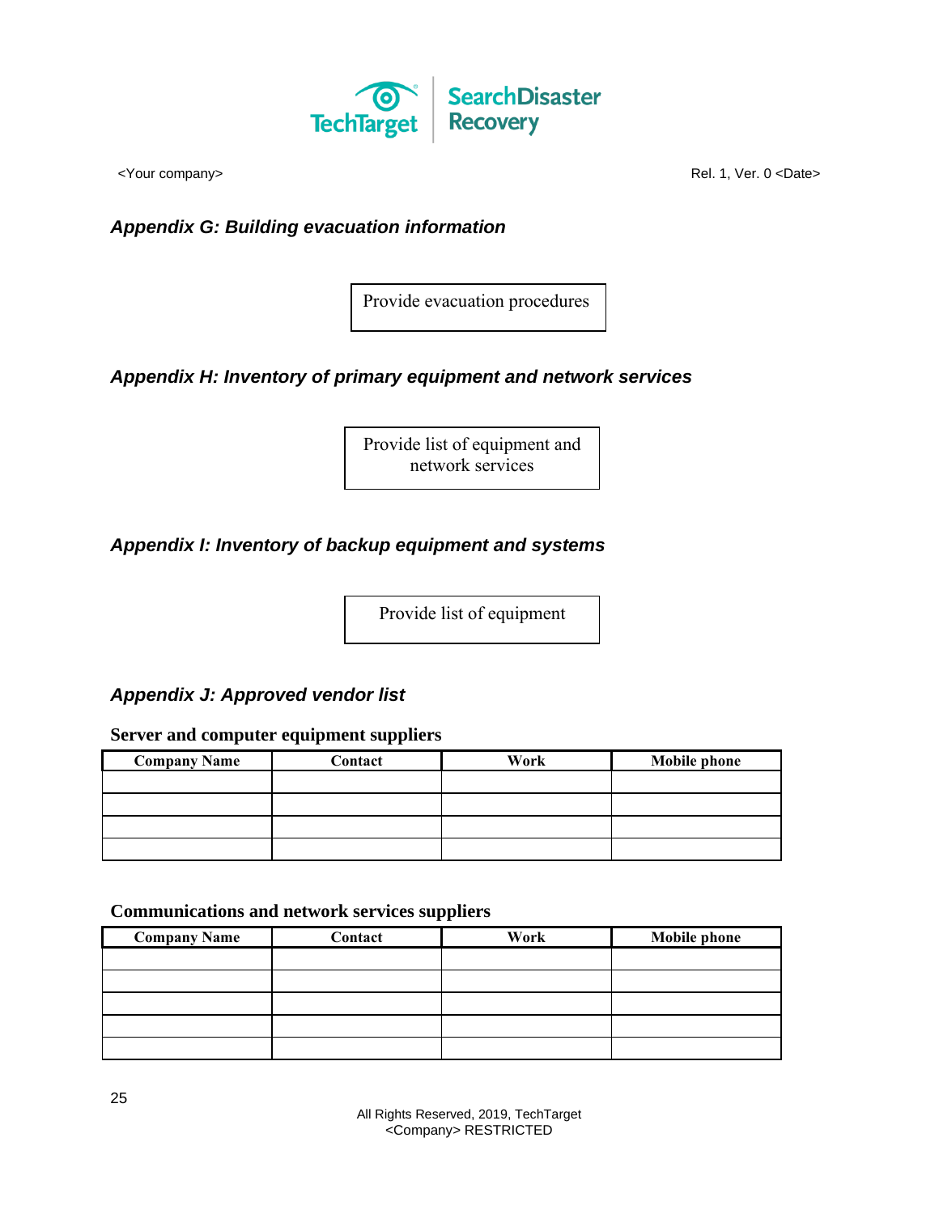## Appendix G: Building evacuation information

Provide evacuation procedures

## Appendix H: Inventory of primary equipment and network services

Provide list of equipment and network services

## Appendix I: Inventory of backup equipment and systems

Provide list of equipment

## Appendix J: Approved vendor list

### Server and computer equipment suppliers

| Company Name | Contact | Work | Mobile phone |
| --- | --- | --- | --- |
| | | | |
| | | | |
| | | | |
| | | | |

### Communications and network services suppliers

| Company Name | Contact | Work | Mobile phone |
| --- | --- | --- | --- |
| | | | |
| | | | |
| | | | |
| | | | |
| | | | |